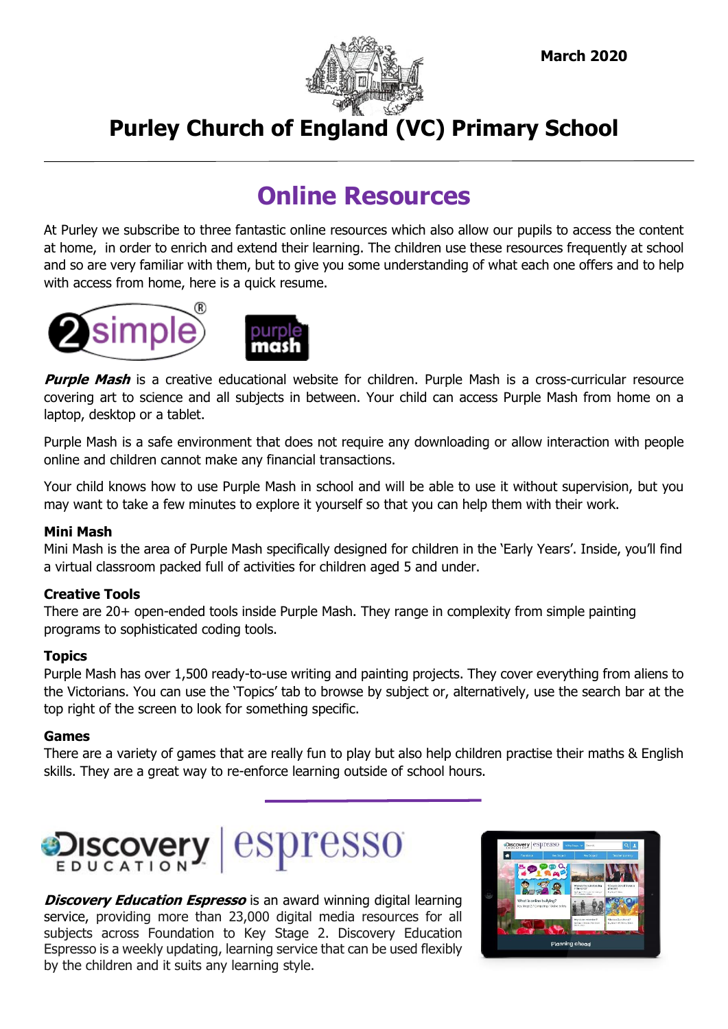March 2020

# Purley Church of England (VC) Primary School

## Online Resources

At Purley we subscribe to three fantastic online resources which also allow our pupils to access the content at home, in order to enrich and extend their learning. The children use these resources frequently at school and so are very familiar with them, but to give you some understanding of what each one offers and to help with access from home, here is a quick resume.

***Purple Mash*** is a creative educational website for children. Purple Mash is a cross-curricular resource covering art to science and all subjects in between. Your child can access Purple Mash from home on a laptop, desktop or a tablet.

Purple Mash is a safe environment that does not require any downloading or allow interaction with people online and children cannot make any financial transactions.

Your child knows how to use Purple Mash in school and will be able to use it without supervision, but you may want to take a few minutes to explore it yourself so that you can help them with their work.

**Mini Mash**
Mini Mash is the area of Purple Mash specifically designed for children in the 'Early Years'. Inside, you'll find a virtual classroom packed full of activities for children aged 5 and under.

**Creative Tools**
There are 20+ open-ended tools inside Purple Mash. They range in complexity from simple painting programs to sophisticated coding tools.

**Topics**
Purple Mash has over 1,500 ready-to-use writing and painting projects. They cover everything from aliens to the Victorians. You can use the 'Topics' tab to browse by subject or, alternatively, use the search bar at the top right of the screen to look for something specific.

**Games**
There are a variety of games that are really fun to play but also help children practise their maths & English skills. They are a great way to re-enforce learning outside of school hours.

***Discovery Education Espresso*** is an award winning digital learning service, providing more than 23,000 digital media resources for all subjects across Foundation to Key Stage 2. Discovery Education Espresso is a weekly updating, learning service that can be used flexibly by the children and it suits any learning style.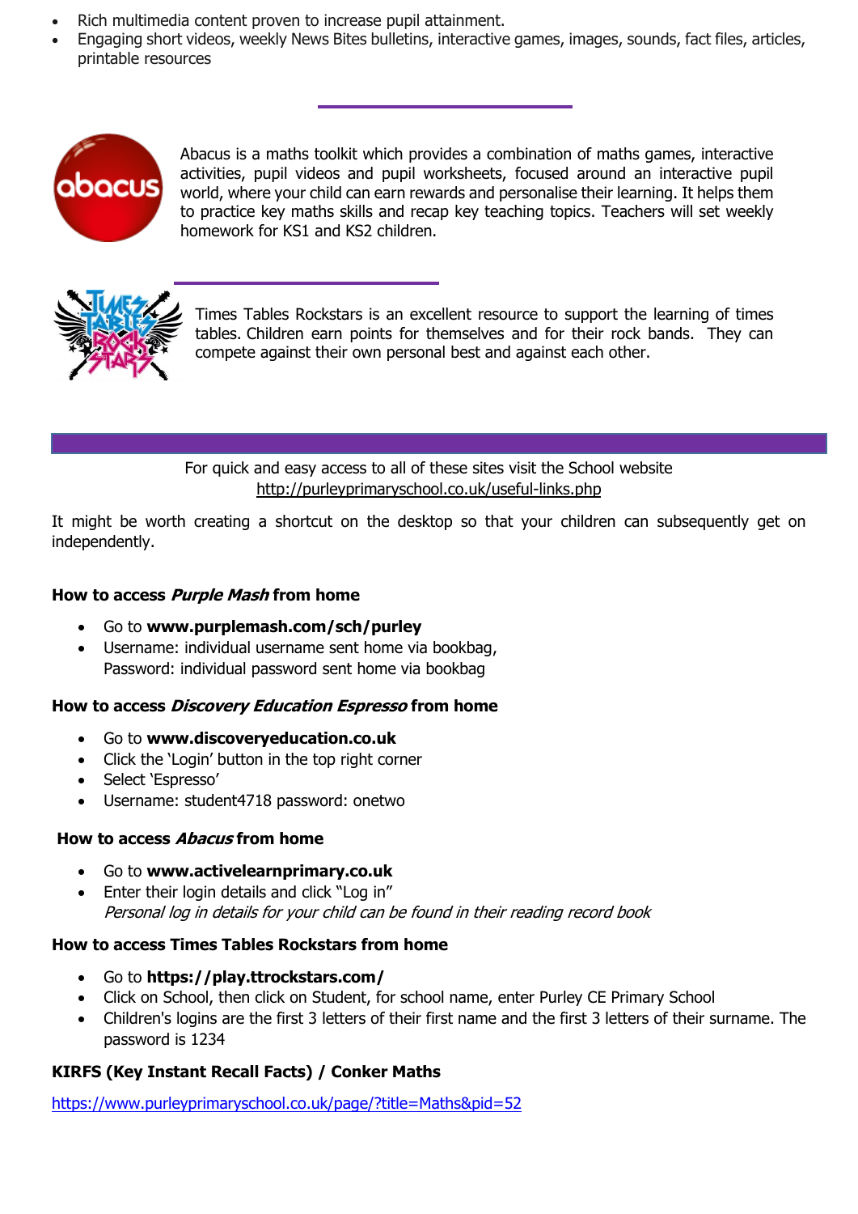- Rich multimedia content proven to increase pupil attainment.
- Engaging short videos, weekly News Bites bulletins, interactive games, images, sounds, fact files, articles, printable resources

Abacus is a maths toolkit which provides a combination of maths games, interactive activities, pupil videos and pupil worksheets, focused around an interactive pupil world, where your child can earn rewards and personalise their learning. It helps them to practice key maths skills and recap key teaching topics. Teachers will set weekly homework for KS1 and KS2 children.

Times Tables Rockstars is an excellent resource to support the learning of times tables. Children earn points for themselves and for their rock bands. They can compete against their own personal best and against each other.

For quick and easy access to all of these sites visit the School website
http://purleyprimaryschool.co.uk/useful-links.php

It might be worth creating a shortcut on the desktop so that your children can subsequently get on independently.

**How to access *Purple Mash* from home**

- Go to **www.purplemash.com/sch/purley**
- Username: individual username sent home via bookbag,
  Password: individual password sent home via bookbag

**How to access *Discovery Education Espresso* from home**

- Go to **www.discoveryeducation.co.uk**
- Click the 'Login' button in the top right corner
- Select 'Espresso'
- Username: student4718 password: onetwo

**How to access *Abacus* from home**

- Go to **www.activelearnprimary.co.uk**
- Enter their login details and click "Log in"
  *Personal log in details for your child can be found in their reading record book*

**How to access Times Tables Rockstars from home**

- Go to **https://play.ttrockstars.com/**
- Click on School, then click on Student, for school name, enter Purley CE Primary School
- Children's logins are the first 3 letters of their first name and the first 3 letters of their surname. The password is 1234

**KIRFS (Key Instant Recall Facts) / Conker Maths**

https://www.purleyprimaryschool.co.uk/page/?title=Maths&pid=52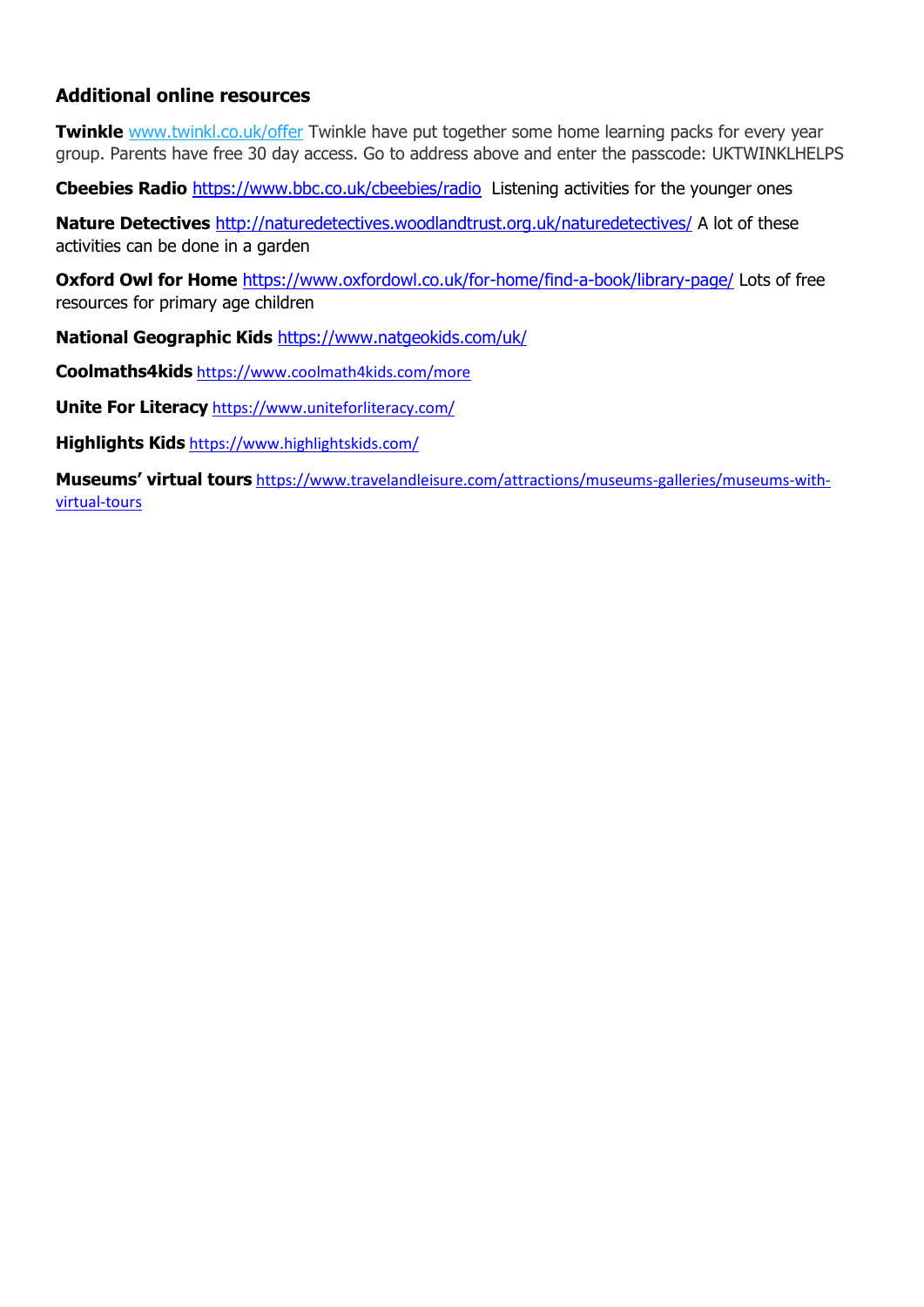## Additional online resources

**Twinkle** www.twinkl.co.uk/offer Twinkle have put together some home learning packs for every year group. Parents have free 30 day access. Go to address above and enter the passcode: UKTWINKLHELPS

**Cbeebies Radio** https://www.bbc.co.uk/cbeebies/radio Listening activities for the younger ones

**Nature Detectives** http://naturedetectives.woodlandtrust.org.uk/naturedetectives/ A lot of these activities can be done in a garden

**Oxford Owl for Home** https://www.oxfordowl.co.uk/for-home/find-a-book/library-page/ Lots of free resources for primary age children

**National Geographic Kids** https://www.natgeokids.com/uk/

**Coolmaths4kids** https://www.coolmath4kids.com/more

**Unite For Literacy** https://www.uniteforliteracy.com/

**Highlights Kids** https://www.highlightskids.com/

**Museums' virtual tours** https://www.travelandleisure.com/attractions/museums-galleries/museums-with-virtual-tours